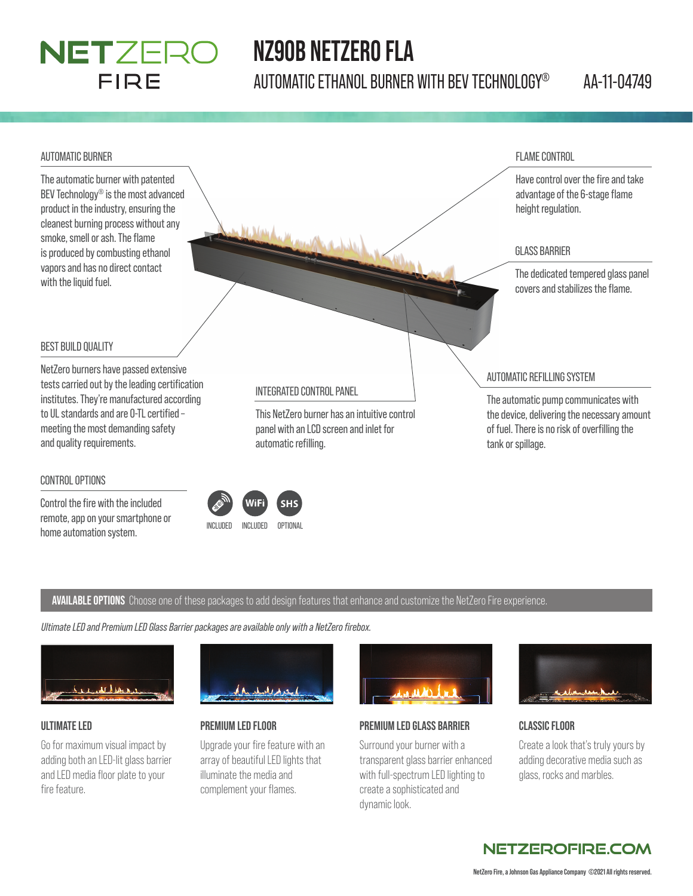# NETZERO FIRE

# NZ90B NETZERO FLA

## AUTOMATIC ETHANOL BURNER WITH BEV TECHNOLOGY®

AA-11-04749

### AUTOMATIC BURNER

The automatic burner with patented BEV Technology® is the most advanced product in the industry, ensuring the cleanest burning process without any smoke, smell or ash. The flame is produced by combusting ethanol vapors and has no direct contact with the liquid fuel.

### FLAME CONTROL

Have control over the fire and take advantage of the 6-stage flame height regulation.

### GLASS BARRIER

The dedicated tempered glass panel covers and stabilizes the flame.

### BEST BUILD QUALITY

NetZero burners have passed extensive tests carried out by the leading certification institutes. They're manufactured according to UL standards and are O-TL certified – meeting the most demanding safety and quality requirements.

### INTEGRATED CONTROL PANEL

This NetZero burner has an intuitive control panel with an LCD screen and inlet for automatic refilling.

### AUTOMATIC REFILLING SYSTEM

The automatic pump communicates with the device, delivering the necessary amount of fuel. There is no risk of overfilling the tank or spillage.

### CONTROL OPTIONS

Control the fire with the included remote, app on your smartphone or home automation system.

- Remote: INCLUDED
- WiFi: INCLUDED
- SHS: OPTIONAL

**AVAILABLE OPTIONS** Choose one of these packages to add design features that enhance and customize the NetZero Fire experience.

*Ultimate LED and Premium LED Glass Barrier packages are available only with a NetZero firebox.*

### ULTIMATE LED

Go for maximum visual impact by adding both an LED-lit glass barrier and LED media floor plate to your fire feature.

### PREMIUM LED FLOOR

Upgrade your fire feature with an array of beautiful LED lights that illuminate the media and complement your flames.

### PREMIUM LED GLASS BARRIER

Surround your burner with a transparent glass barrier enhanced with full-spectrum LED lighting to create a sophisticated and dynamic look.

### CLASSIC FLOOR

Create a look that's truly yours by adding decorative media such as glass, rocks and marbles.

NETZEROFIRE.COM

NetZero Fire, a Johnson Gas Appliance Company ©2021 All rights reserved.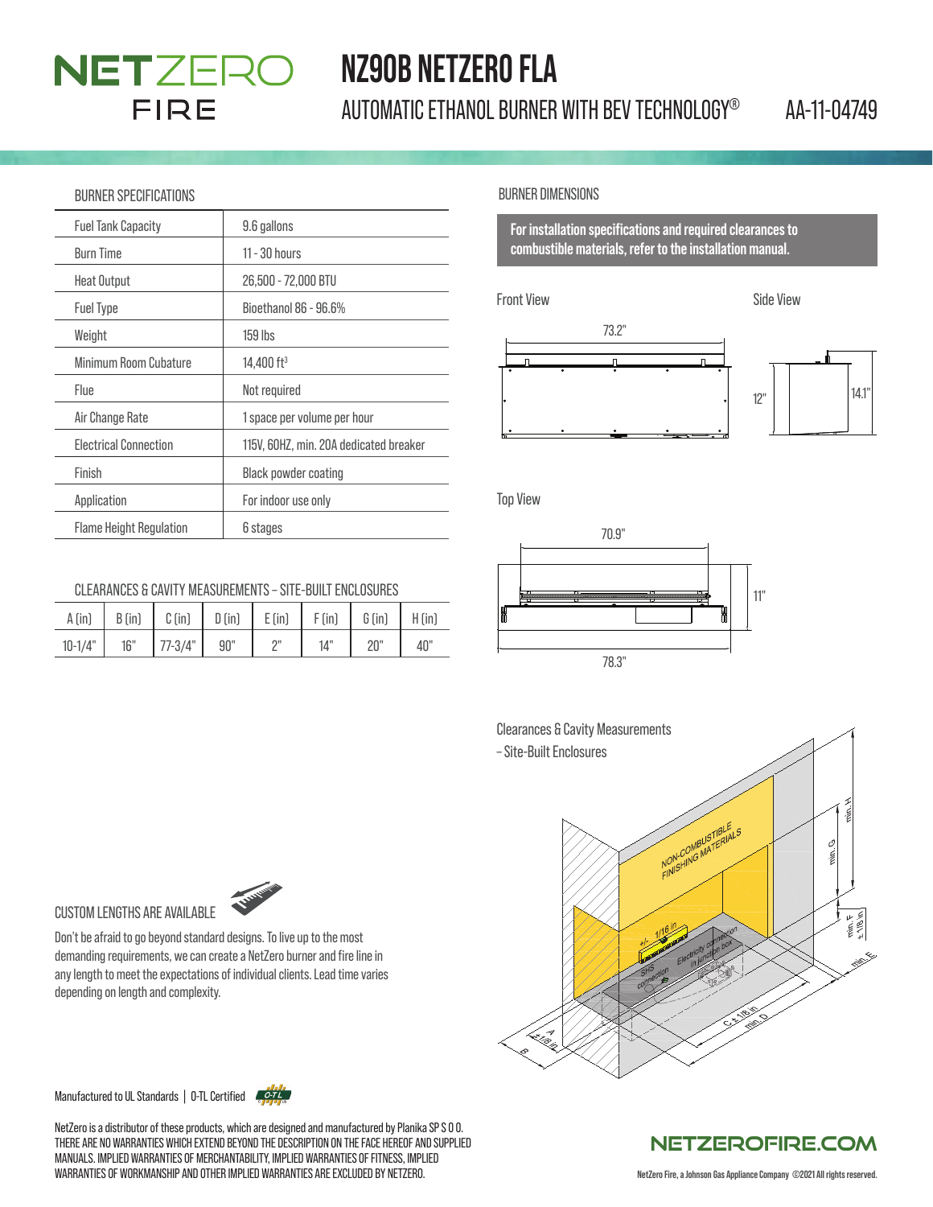# NZ90B NETZERO FLA

## AUTOMATIC ETHANOL BURNER WITH BEV TECHNOLOGY® AA-11-04749

### BURNER SPECIFICATIONS

| | |
|---|---|
| Fuel Tank Capacity | 9.6 gallons |
| Burn Time | 11 - 30 hours |
| Heat Output | 26,500 - 72,000 BTU |
| Fuel Type | Bioethanol 86 - 96.6% |
| Weight | 159 lbs |
| Minimum Room Cubature | 14,400 ft³ |
| Flue | Not required |
| Air Change Rate | 1 space per volume per hour |
| Electrical Connection | 115V, 60HZ, min. 20A dedicated breaker |
| Finish | Black powder coating |
| Application | For indoor use only |
| Flame Height Regulation | 6 stages |

### CLEARANCES & CAVITY MEASUREMENTS – SITE-BUILT ENCLOSURES

| A (in) | B (in) | C (in) | D (in) | E (in) | F (in) | G (in) | H (in) |
|---|---|---|---|---|---|---|---|
| 10-1/4" | 16" | 77-3/4" | 90" | 2" | 14" | 20" | 40" |

### BURNER DIMENSIONS

**For installation specifications and required clearances to combustible materials, refer to the installation manual.**

Front View

73.2"

Side View

12"

14.1"

Top View

70.9"

11"

78.3"

Clearances & Cavity Measurements
– Site-Built Enclosures

NON-COMBUSTIBLE FINISHING MATERIALS

+/- 1/16 in

SHS connection

Electricity connection in junction box

min. H

min. G

min. F ± 1/8 in

min. E

C ± 1/8 in

min. D

A ± 1/8 in

B

### CUSTOM LENGTHS ARE AVAILABLE

Don't be afraid to go beyond standard designs. To live up to the most demanding requirements, we can create a NetZero burner and fire line in any length to meet the expectations of individual clients. Lead time varies depending on length and complexity.

Manufactured to UL Standards | O-TL Certified

NetZero is a distributor of these products, which are designed and manufactured by Planika SP S O O. THERE ARE NO WARRANTIES WHICH EXTEND BEYOND THE DESCRIPTION ON THE FACE HEREOF AND SUPPLIED MANUALS. IMPLIED WARRANTIES OF MERCHANTABILITY, IMPLIED WARRANTIES OF FITNESS, IMPLIED WARRANTIES OF WORKMANSHIP AND OTHER IMPLIED WARRANTIES ARE EXCLUDED BY NETZERO.

NETZEROFIRE.COM

NetZero Fire, a Johnson Gas Appliance Company ©2021 All rights reserved.